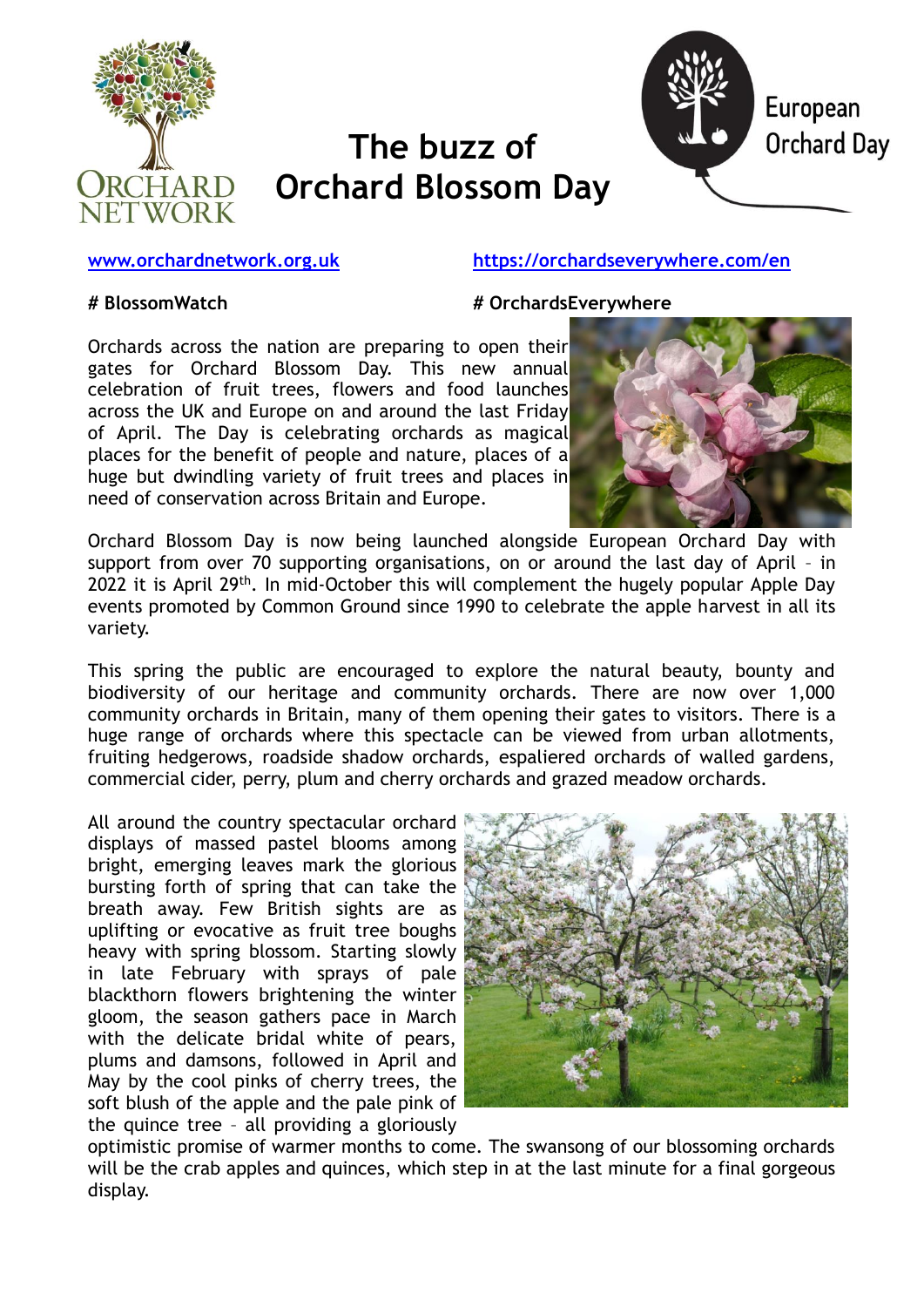ORCHARD NETWORK

# The buzz of Orchard Blossom Day

European Orchard Day

www.orchardnetwork.org.uk

https://orchardseverywhere.com/en

**# BlossomWatch**

**# OrchardsEverywhere**

Orchards across the nation are preparing to open their gates for Orchard Blossom Day. This new annual celebration of fruit trees, flowers and food launches across the UK and Europe on and around the last Friday of April. The Day is celebrating orchards as magical places for the benefit of people and nature, places of a huge but dwindling variety of fruit trees and places in need of conservation across Britain and Europe.

Orchard Blossom Day is now being launched alongside European Orchard Day with support from over 70 supporting organisations, on or around the last day of April – in 2022 it is April 29th. In mid-October this will complement the hugely popular Apple Day events promoted by Common Ground since 1990 to celebrate the apple harvest in all its variety.

This spring the public are encouraged to explore the natural beauty, bounty and biodiversity of our heritage and community orchards. There are now over 1,000 community orchards in Britain, many of them opening their gates to visitors. There is a huge range of orchards where this spectacle can be viewed from urban allotments, fruiting hedgerows, roadside shadow orchards, espaliered orchards of walled gardens, commercial cider, perry, plum and cherry orchards and grazed meadow orchards.

All around the country spectacular orchard displays of massed pastel blooms among bright, emerging leaves mark the glorious bursting forth of spring that can take the breath away. Few British sights are as uplifting or evocative as fruit tree boughs heavy with spring blossom. Starting slowly in late February with sprays of pale blackthorn flowers brightening the winter gloom, the season gathers pace in March with the delicate bridal white of pears, plums and damsons, followed in April and May by the cool pinks of cherry trees, the soft blush of the apple and the pale pink of the quince tree – all providing a gloriously optimistic promise of warmer months to come. The swansong of our blossoming orchards will be the crab apples and quinces, which step in at the last minute for a final gorgeous display.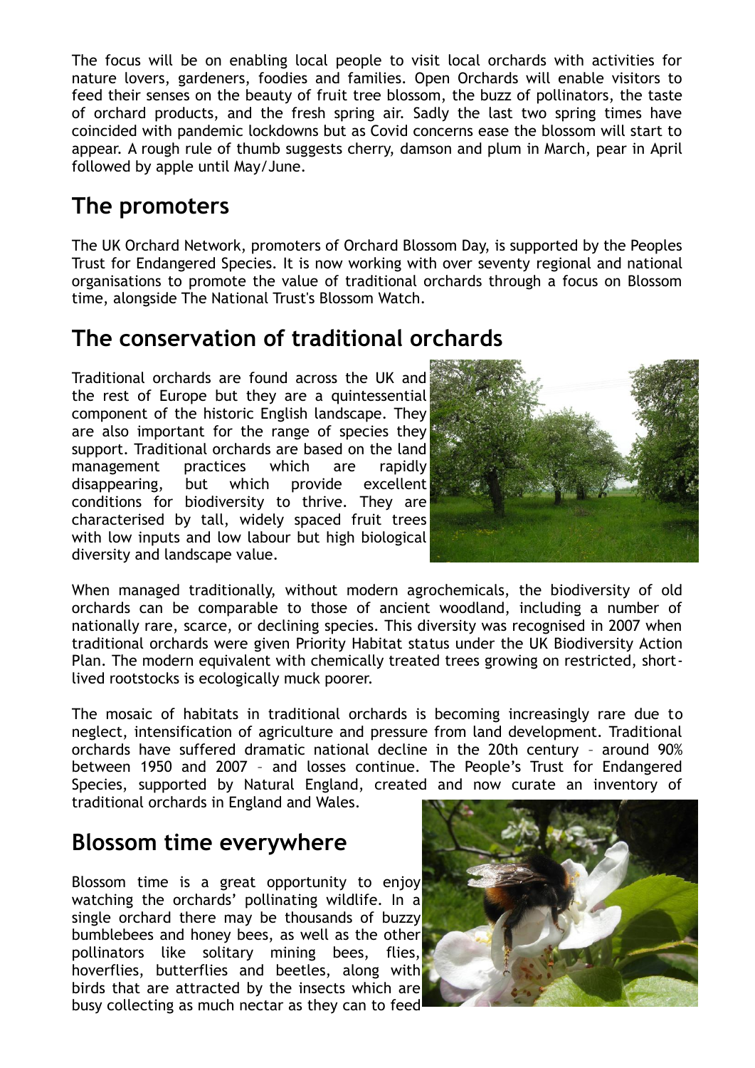The focus will be on enabling local people to visit local orchards with activities for nature lovers, gardeners, foodies and families. Open Orchards will enable visitors to feed their senses on the beauty of fruit tree blossom, the buzz of pollinators, the taste of orchard products, and the fresh spring air. Sadly the last two spring times have coincided with pandemic lockdowns but as Covid concerns ease the blossom will start to appear. A rough rule of thumb suggests cherry, damson and plum in March, pear in April followed by apple until May/June.

## The promoters

The UK Orchard Network, promoters of Orchard Blossom Day, is supported by the Peoples Trust for Endangered Species. It is now working with over seventy regional and national organisations to promote the value of traditional orchards through a focus on Blossom time, alongside The National Trust's Blossom Watch.

## The conservation of traditional orchards

Traditional orchards are found across the UK and the rest of Europe but they are a quintessential component of the historic English landscape. They are also important for the range of species they support. Traditional orchards are based on the land management practices which are rapidly disappearing, but which provide excellent conditions for biodiversity to thrive. They are characterised by tall, widely spaced fruit trees with low inputs and low labour but high biological diversity and landscape value.

When managed traditionally, without modern agrochemicals, the biodiversity of old orchards can be comparable to those of ancient woodland, including a number of nationally rare, scarce, or declining species. This diversity was recognised in 2007 when traditional orchards were given Priority Habitat status under the UK Biodiversity Action Plan. The modern equivalent with chemically treated trees growing on restricted, short-lived rootstocks is ecologically muck poorer.

The mosaic of habitats in traditional orchards is becoming increasingly rare due to neglect, intensification of agriculture and pressure from land development. Traditional orchards have suffered dramatic national decline in the 20th century – around 90% between 1950 and 2007 – and losses continue. The People's Trust for Endangered Species, supported by Natural England, created and now curate an inventory of traditional orchards in England and Wales.

## Blossom time everywhere

Blossom time is a great opportunity to enjoy watching the orchards' pollinating wildlife. In a single orchard there may be thousands of buzzy bumblebees and honey bees, as well as the other pollinators like solitary mining bees, flies, hoverflies, butterflies and beetles, along with birds that are attracted by the insects which are busy collecting as much nectar as they can to feed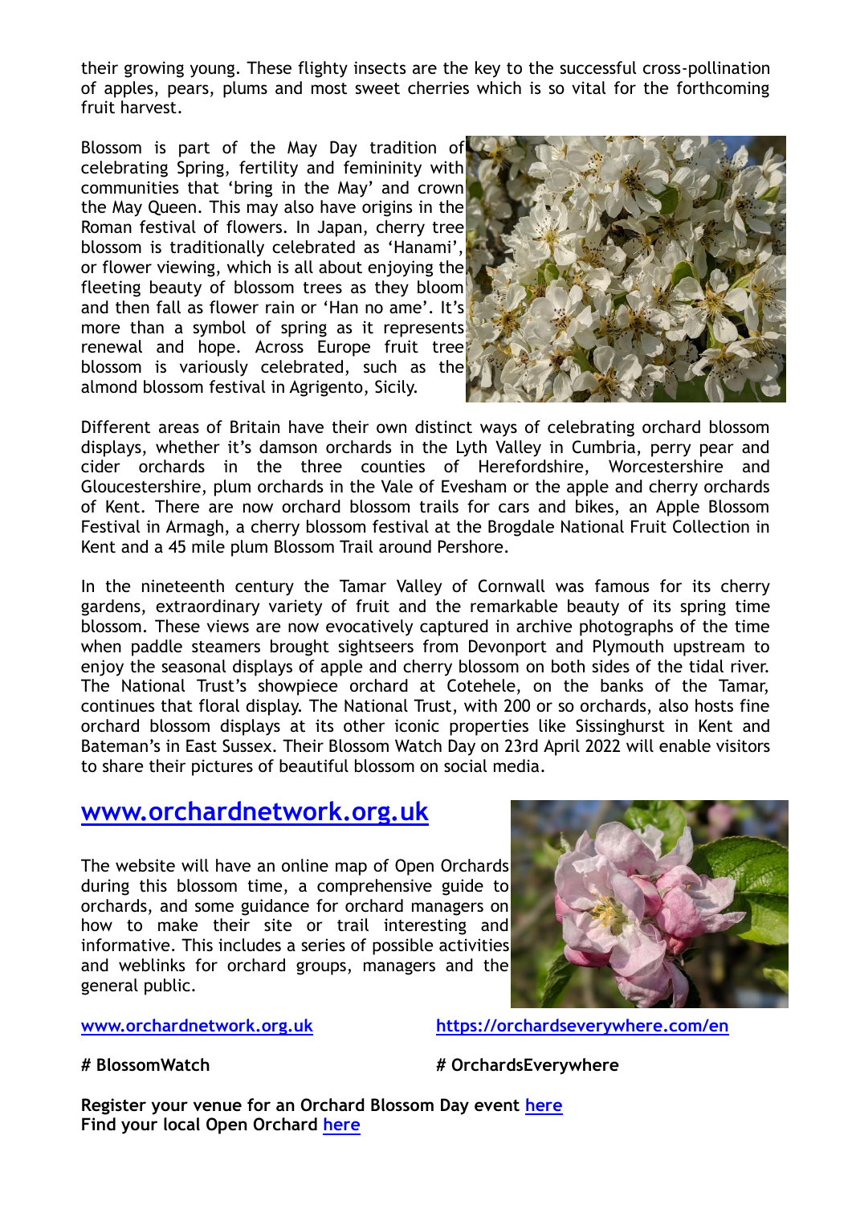their growing young. These flighty insects are the key to the successful cross-pollination of apples, pears, plums and most sweet cherries which is so vital for the forthcoming fruit harvest.

Blossom is part of the May Day tradition of celebrating Spring, fertility and femininity with communities that 'bring in the May' and crown the May Queen. This may also have origins in the Roman festival of flowers. In Japan, cherry tree blossom is traditionally celebrated as 'Hanami', or flower viewing, which is all about enjoying the fleeting beauty of blossom trees as they bloom and then fall as flower rain or 'Han no ame'. It's more than a symbol of spring as it represents renewal and hope. Across Europe fruit tree blossom is variously celebrated, such as the almond blossom festival in Agrigento, Sicily.

Different areas of Britain have their own distinct ways of celebrating orchard blossom displays, whether it's damson orchards in the Lyth Valley in Cumbria, perry pear and cider orchards in the three counties of Herefordshire, Worcestershire and Gloucestershire, plum orchards in the Vale of Evesham or the apple and cherry orchards of Kent. There are now orchard blossom trails for cars and bikes, an Apple Blossom Festival in Armagh, a cherry blossom festival at the Brogdale National Fruit Collection in Kent and a 45 mile plum Blossom Trail around Pershore.

In the nineteenth century the Tamar Valley of Cornwall was famous for its cherry gardens, extraordinary variety of fruit and the remarkable beauty of its spring time blossom. These views are now evocatively captured in archive photographs of the time when paddle steamers brought sightseers from Devonport and Plymouth upstream to enjoy the seasonal displays of apple and cherry blossom on both sides of the tidal river. The National Trust's showpiece orchard at Cotehele, on the banks of the Tamar, continues that floral display. The National Trust, with 200 or so orchards, also hosts fine orchard blossom displays at its other iconic properties like Sissinghurst in Kent and Bateman's in East Sussex. Their Blossom Watch Day on 23rd April 2022 will enable visitors to share their pictures of beautiful blossom on social media.

## [www.orchardnetwork.org.uk](www.orchardnetwork.org.uk)

The website will have an online map of Open Orchards during this blossom time, a comprehensive guide to orchards, and some guidance for orchard managers on how to make their site or trail interesting and informative. This includes a series of possible activities and weblinks for orchard groups, managers and the general public.

[www.orchardnetwork.org.uk](www.orchardnetwork.org.uk)

[https://orchardseverywhere.com/en](https://orchardseverywhere.com/en)

**# BlossomWatch**

**# OrchardsEverywhere**

**Register your venue for an Orchard Blossom Day event** here
**Find your local Open Orchard** here